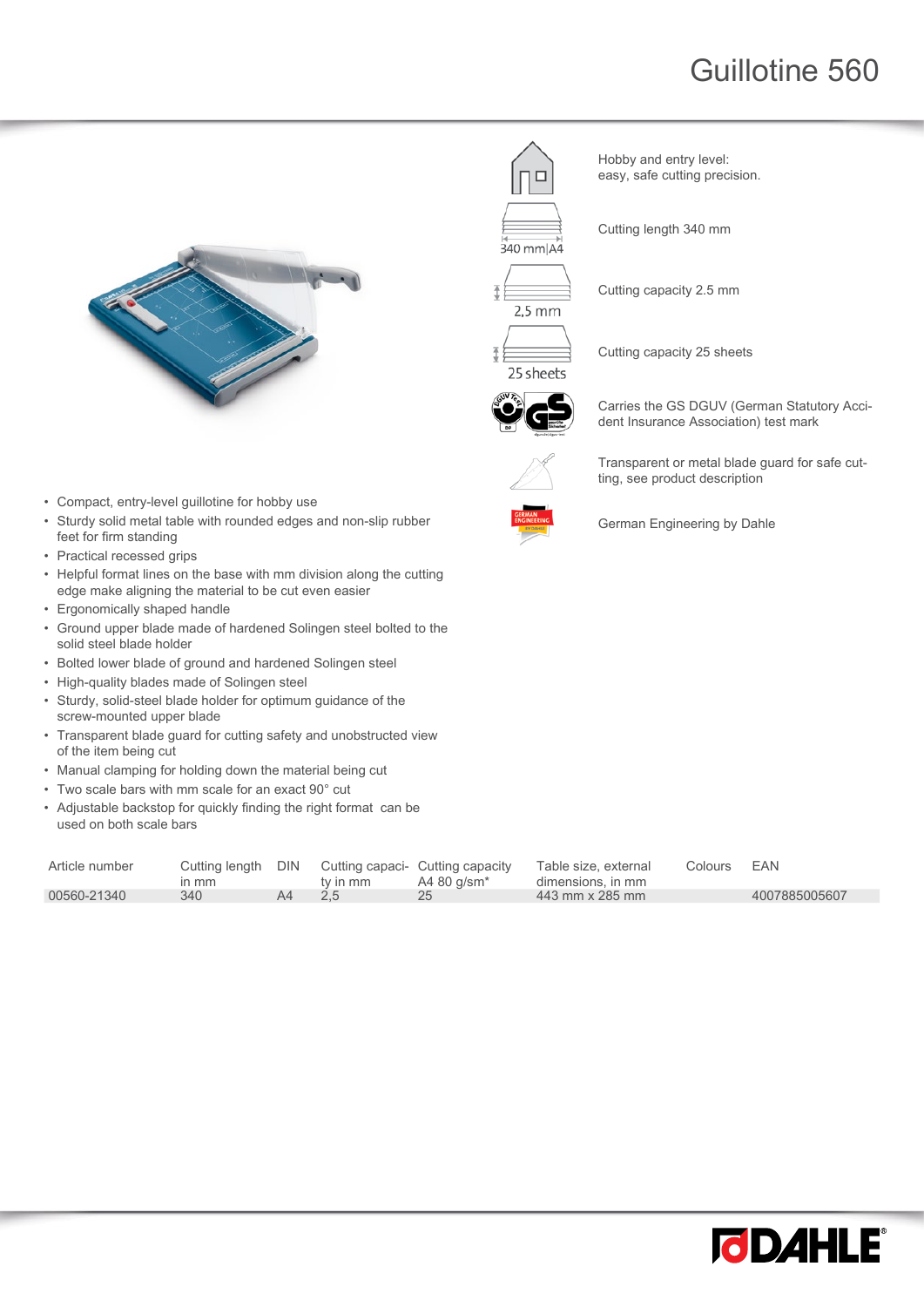# Guillotine 560

Hobby and entry level: easy, safe cutting precision.

340 mm|A4

Cutting length 340 mm

2,5 mm

Cutting capacity 2.5 mm

25 sheets

Cutting capacity 25 sheets

Carries the GS DGUV (German Statutory Accident Insurance Association) test mark

Transparent or metal blade guard for safe cutting, see product description

German Engineering by Dahle

- Compact, entry-level guillotine for hobby use
- Sturdy solid metal table with rounded edges and non-slip rubber feet for firm standing
- Practical recessed grips
- Helpful format lines on the base with mm division along the cutting edge make aligning the material to be cut even easier
- Ergonomically shaped handle
- Ground upper blade made of hardened Solingen steel bolted to the solid steel blade holder
- Bolted lower blade of ground and hardened Solingen steel
- High-quality blades made of Solingen steel
- Sturdy, solid-steel blade holder for optimum guidance of the screw-mounted upper blade
- Transparent blade guard for cutting safety and unobstructed view of the item being cut
- Manual clamping for holding down the material being cut
- Two scale bars with mm scale for an exact 90° cut
- Adjustable backstop for quickly finding the right format can be used on both scale bars

| Article number | Cutting length in mm | DIN | Cutting capacity in mm | Cutting capacity A4 80 g/sm* | Table size, external dimensions, in mm | Colours | EAN |
|---|---|---|---|---|---|---|---|
| 00560-21340 | 340 | A4 | 2,5 | 25 | 443 mm x 285 mm | | 4007885005607 |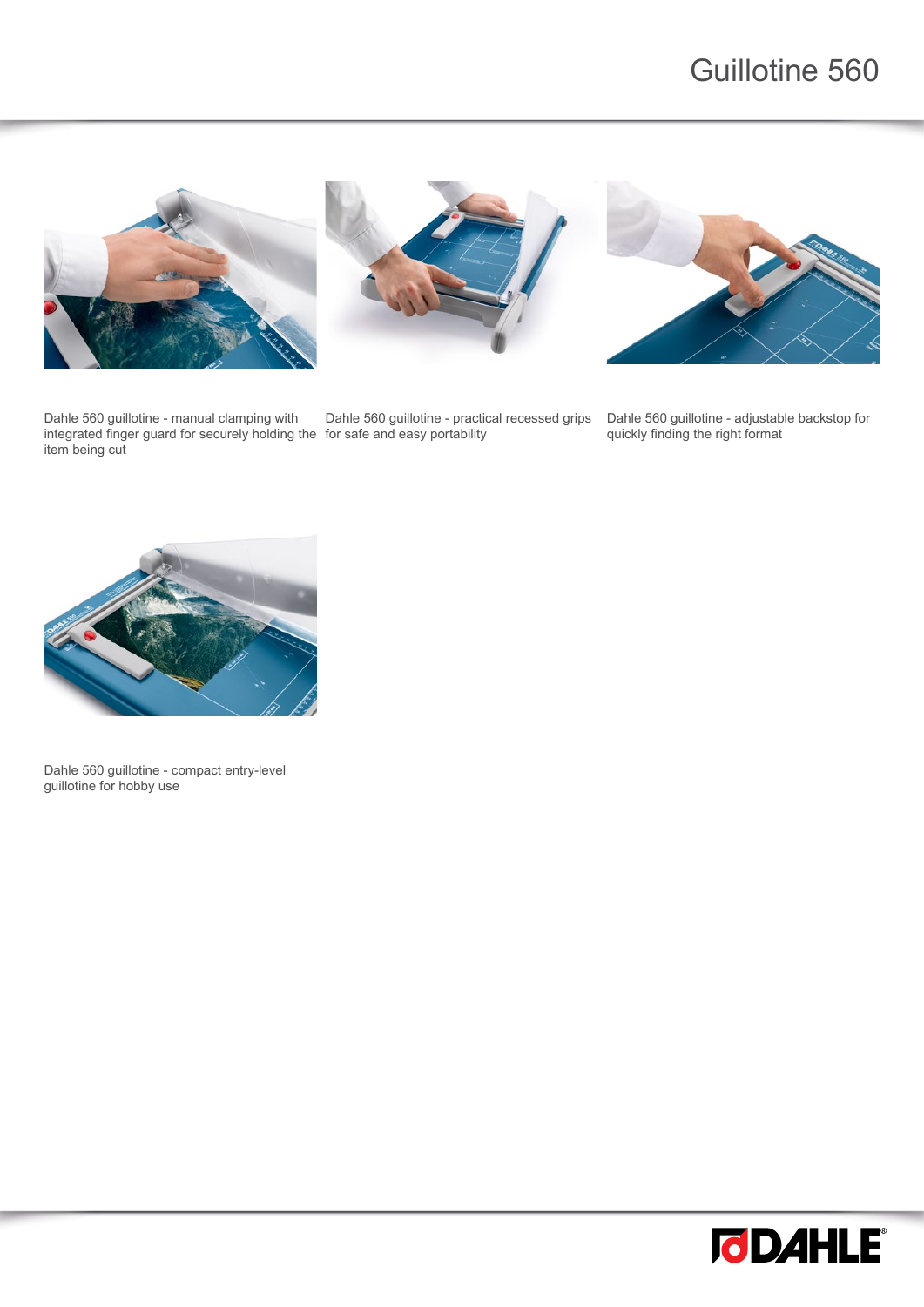# Guillotine 560

Dahle 560 guillotine - manual clamping with integrated finger guard for securely holding the item being cut

Dahle 560 guillotine - practical recessed grips for safe and easy portability

Dahle 560 guillotine - adjustable backstop for quickly finding the right format

Dahle 560 guillotine - compact entry-level guillotine for hobby use